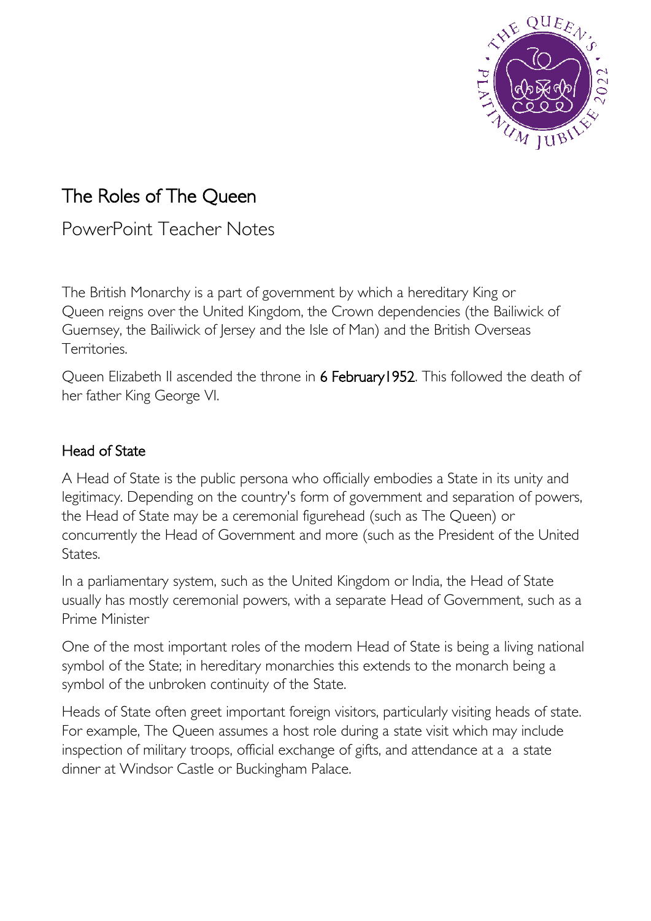# The Roles of The Queen

## PowerPoint Teacher Notes

The British Monarchy is a part of government by which a hereditary King or Queen reigns over the United Kingdom, the Crown dependencies (the Bailiwick of Guernsey, the Bailiwick of Jersey and the Isle of Man) and the British Overseas Territories.

Queen Elizabeth II ascended the throne in **6 February1952**. This followed the death of her father King George VI.

### Head of State

A Head of State is the public persona who officially embodies a State in its unity and legitimacy. Depending on the country's form of government and separation of powers, the Head of State may be a ceremonial figurehead (such as The Queen) or concurrently the Head of Government and more (such as the President of the United States.

In a parliamentary system, such as the United Kingdom or India, the Head of State usually has mostly ceremonial powers, with a separate Head of Government, such as a Prime Minister

One of the most important roles of the modern Head of State is being a living national symbol of the State; in hereditary monarchies this extends to the monarch being a symbol of the unbroken continuity of the State.

Heads of State often greet important foreign visitors, particularly visiting heads of state. For example, The Queen assumes a host role during a state visit which may include inspection of military troops, official exchange of gifts, and attendance at a a state dinner at Windsor Castle or Buckingham Palace.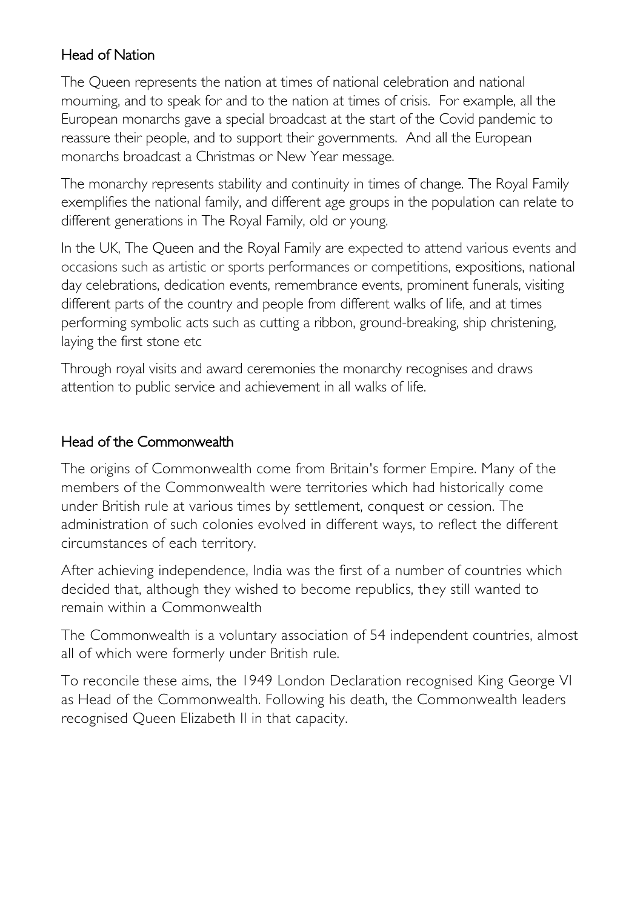## Head of Nation

The Queen represents the nation at times of national celebration and national mourning, and to speak for and to the nation at times of crisis. For example, all the European monarchs gave a special broadcast at the start of the Covid pandemic to reassure their people, and to support their governments. And all the European monarchs broadcast a Christmas or New Year message.

The monarchy represents stability and continuity in times of change. The Royal Family exemplifies the national family, and different age groups in the population can relate to different generations in The Royal Family, old or young.

In the UK, The Queen and the Royal Family are expected to attend various events and occasions such as artistic or sports performances or competitions, expositions, national day celebrations, dedication events, remembrance events, prominent funerals, visiting different parts of the country and people from different walks of life, and at times performing symbolic acts such as cutting a ribbon, ground-breaking, ship christening, laying the first stone etc

Through royal visits and award ceremonies the monarchy recognises and draws attention to public service and achievement in all walks of life.

## Head of the Commonwealth

The origins of Commonwealth come from Britain's former Empire. Many of the members of the Commonwealth were territories which had historically come under British rule at various times by settlement, conquest or cession. The administration of such colonies evolved in different ways, to reflect the different circumstances of each territory.

After achieving independence, India was the first of a number of countries which decided that, although they wished to become republics, they still wanted to remain within a Commonwealth

The Commonwealth is a voluntary association of 54 independent countries, almost all of which were formerly under British rule.

To reconcile these aims, the 1949 London Declaration recognised King George VI as Head of the Commonwealth. Following his death, the Commonwealth leaders recognised Queen Elizabeth II in that capacity.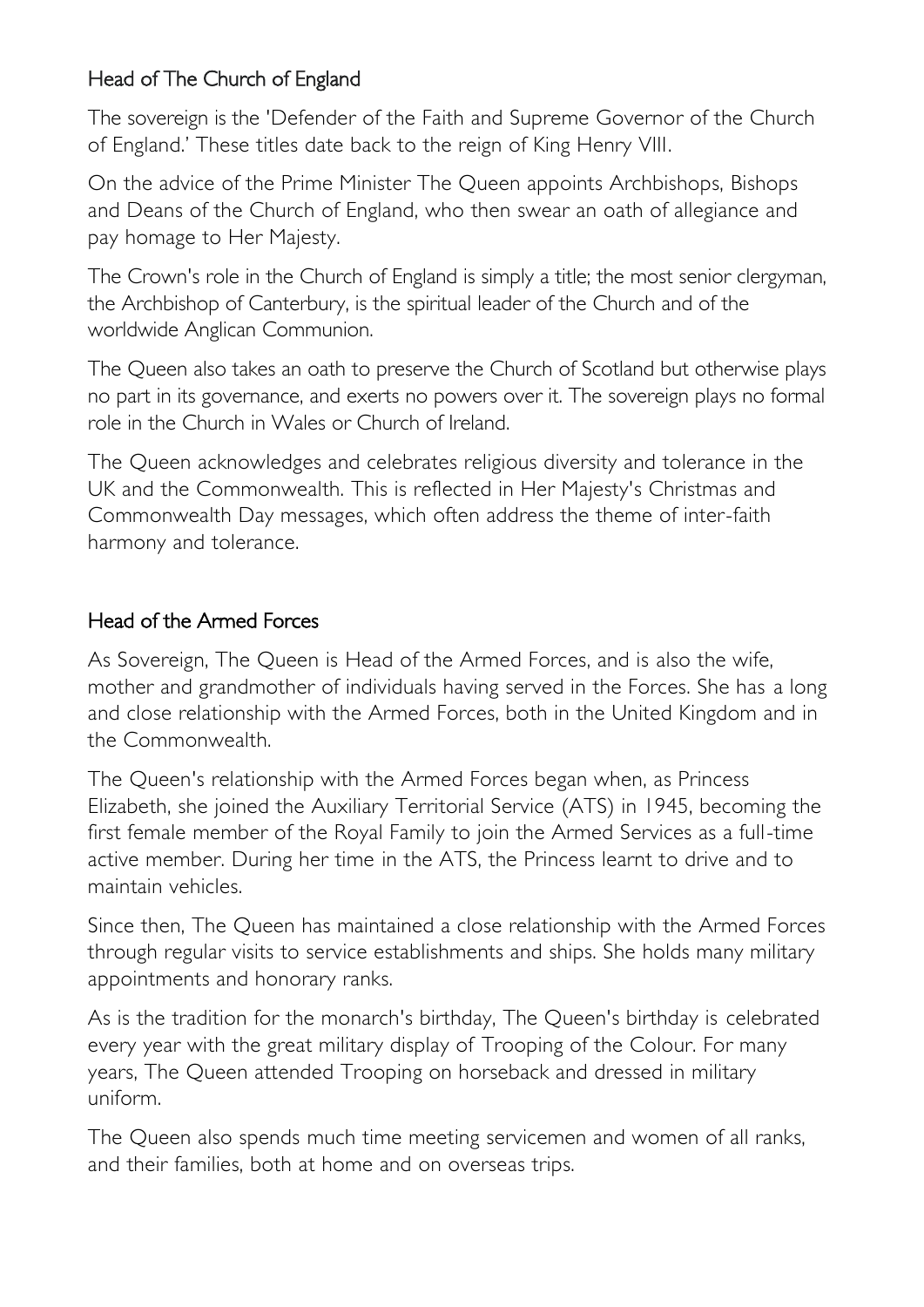## Head of The Church of England

The sovereign is the 'Defender of the Faith and Supreme Governor of the Church of England.' These titles date back to the reign of King Henry VIII.

On the advice of the Prime Minister The Queen appoints Archbishops, Bishops and Deans of the Church of England, who then swear an oath of allegiance and pay homage to Her Majesty.

The Crown's role in the Church of England is simply a title; the most senior clergyman, the Archbishop of Canterbury, is the spiritual leader of the Church and of the worldwide Anglican Communion.

The Queen also takes an oath to preserve the Church of Scotland but otherwise plays no part in its governance, and exerts no powers over it. The sovereign plays no formal role in the Church in Wales or Church of Ireland.

The Queen acknowledges and celebrates religious diversity and tolerance in the UK and the Commonwealth. This is reflected in Her Majesty's Christmas and Commonwealth Day messages, which often address the theme of inter-faith harmony and tolerance.

## Head of the Armed Forces

As Sovereign, The Queen is Head of the Armed Forces, and is also the wife, mother and grandmother of individuals having served in the Forces. She has a long and close relationship with the Armed Forces, both in the United Kingdom and in the Commonwealth.

The Queen's relationship with the Armed Forces began when, as Princess Elizabeth, she joined the Auxiliary Territorial Service (ATS) in 1945, becoming the first female member of the Royal Family to join the Armed Services as a full-time active member. During her time in the ATS, the Princess learnt to drive and to maintain vehicles.

Since then, The Queen has maintained a close relationship with the Armed Forces through regular visits to service establishments and ships. She holds many military appointments and honorary ranks.

As is the tradition for the monarch's birthday, The Queen's birthday is celebrated every year with the great military display of Trooping of the Colour. For many years, The Queen attended Trooping on horseback and dressed in military uniform.

The Queen also spends much time meeting servicemen and women of all ranks, and their families, both at home and on overseas trips.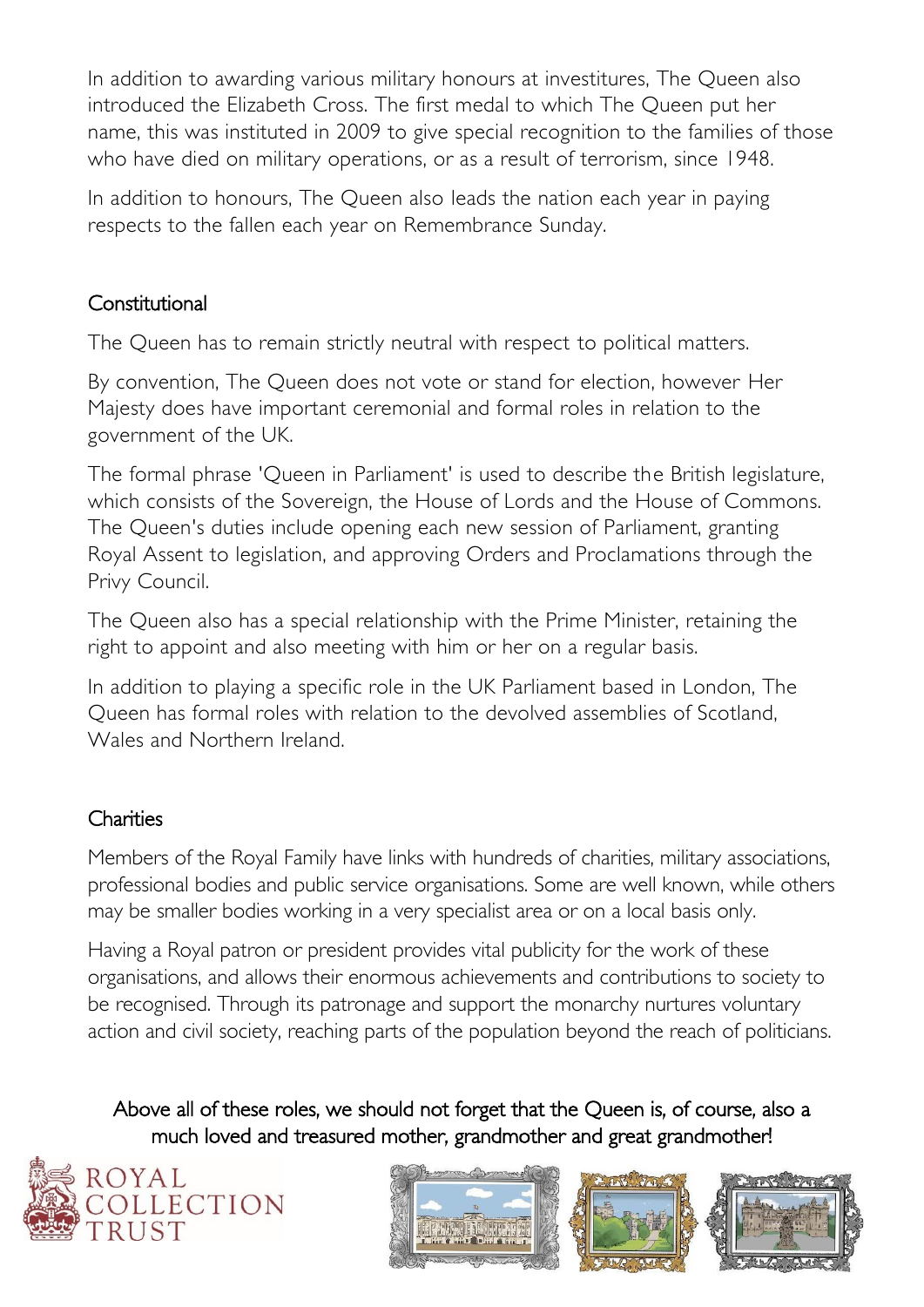In addition to awarding various military honours at investitures, The Queen also introduced the Elizabeth Cross. The first medal to which The Queen put her name, this was instituted in 2009 to give special recognition to the families of those who have died on military operations, or as a result of terrorism, since 1948.

In addition to honours, The Queen also leads the nation each year in paying respects to the fallen each year on Remembrance Sunday.

## Constitutional

The Queen has to remain strictly neutral with respect to political matters.

By convention, The Queen does not vote or stand for election, however Her Majesty does have important ceremonial and formal roles in relation to the government of the UK.

The formal phrase 'Queen in Parliament' is used to describe the British legislature, which consists of the Sovereign, the House of Lords and the House of Commons. The Queen's duties include opening each new session of Parliament, granting Royal Assent to legislation, and approving Orders and Proclamations through the Privy Council.

The Queen also has a special relationship with the Prime Minister, retaining the right to appoint and also meeting with him or her on a regular basis.

In addition to playing a specific role in the UK Parliament based in London, The Queen has formal roles with relation to the devolved assemblies of Scotland, Wales and Northern Ireland.

## Charities

Members of the Royal Family have links with hundreds of charities, military associations, professional bodies and public service organisations. Some are well known, while others may be smaller bodies working in a very specialist area or on a local basis only.

Having a Royal patron or president provides vital publicity for the work of these organisations, and allows their enormous achievements and contributions to society to be recognised. Through its patronage and support the monarchy nurtures voluntary action and civil society, reaching parts of the population beyond the reach of politicians.

Above all of these roles, we should not forget that the Queen is, of course, also a much loved and treasured mother, grandmother and great grandmother!

ROYAL COLLECTION TRUST